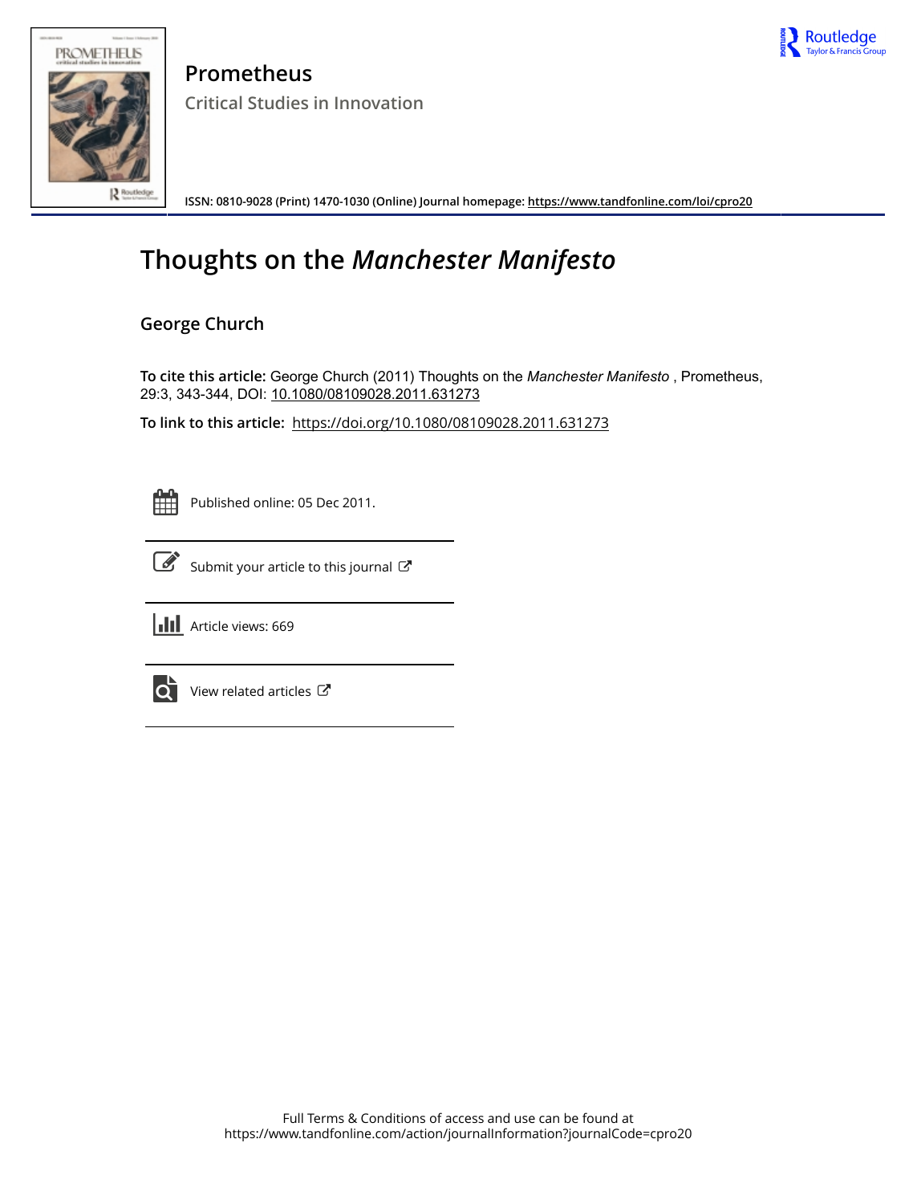# Prometheus

## Critical Studies in Innovation

ISSN: 0810-9028 (Print) 1470-1030 (Online) Journal homepage: https://www.tandfonline.com/loi/cpro20

# Thoughts on the *Manchester Manifesto*

## George Church

**To cite this article:** George Church (2011) Thoughts on the *Manchester Manifesto* , Prometheus, 29:3, 343-344, DOI: 10.1080/08109028.2011.631273

**To link to this article:** https://doi.org/10.1080/08109028.2011.631273

Published online: 05 Dec 2011.

Submit your article to this journal

Article views: 669

View related articles

Full Terms & Conditions of access and use can be found at
https://www.tandfonline.com/action/journalInformation?journalCode=cpro20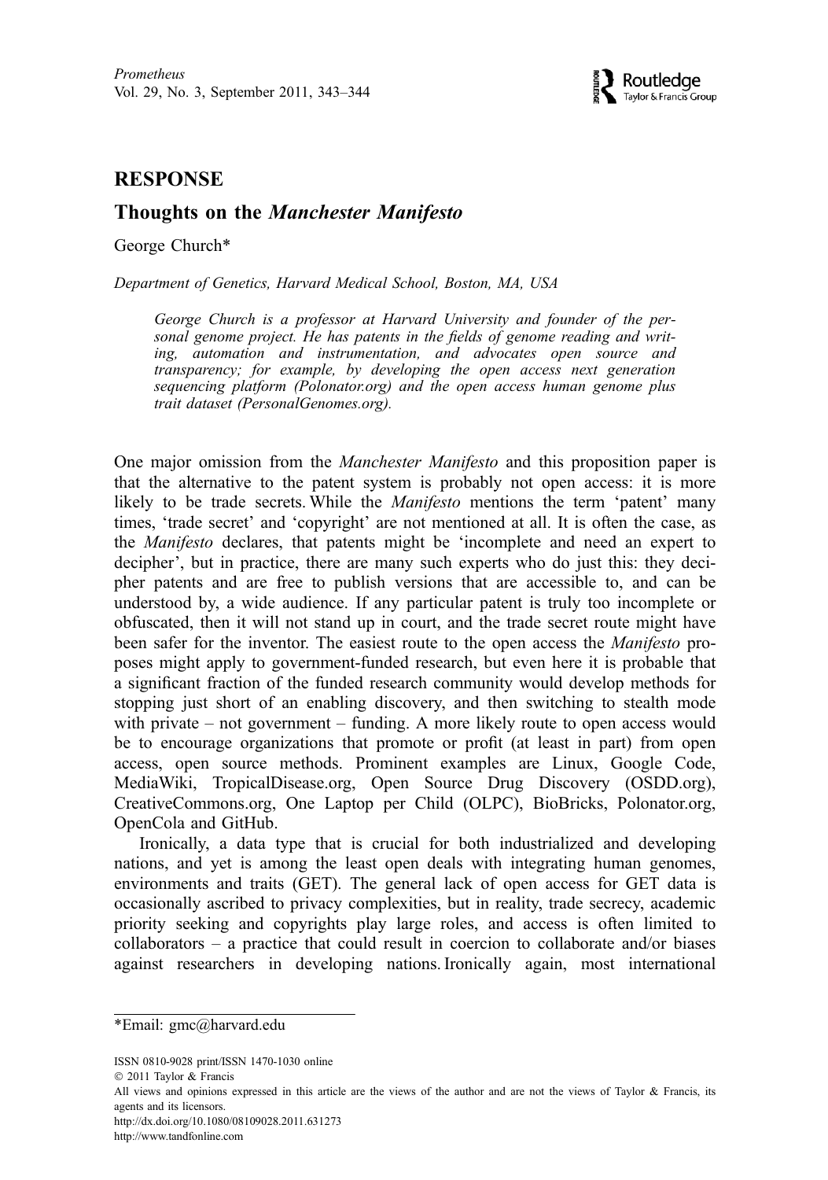# RESPONSE

## Thoughts on the *Manchester Manifesto*

George Church*

*Department of Genetics, Harvard Medical School, Boston, MA, USA*

> *George Church is a professor at Harvard University and founder of the personal genome project. He has patents in the fields of genome reading and writing, automation and instrumentation, and advocates open source and transparency; for example, by developing the open access next generation sequencing platform (Polonator.org) and the open access human genome plus trait dataset (PersonalGenomes.org).*

One major omission from the *Manchester Manifesto* and this proposition paper is that the alternative to the patent system is probably not open access: it is more likely to be trade secrets. While the *Manifesto* mentions the term 'patent' many times, 'trade secret' and 'copyright' are not mentioned at all. It is often the case, as the *Manifesto* declares, that patents might be 'incomplete and need an expert to decipher', but in practice, there are many such experts who do just this: they decipher patents and are free to publish versions that are accessible to, and can be understood by, a wide audience. If any particular patent is truly too incomplete or obfuscated, then it will not stand up in court, and the trade secret route might have been safer for the inventor. The easiest route to the open access the *Manifesto* proposes might apply to government-funded research, but even here it is probable that a significant fraction of the funded research community would develop methods for stopping just short of an enabling discovery, and then switching to stealth mode with private – not government – funding. A more likely route to open access would be to encourage organizations that promote or profit (at least in part) from open access, open source methods. Prominent examples are Linux, Google Code, MediaWiki, TropicalDisease.org, Open Source Drug Discovery (OSDD.org), CreativeCommons.org, One Laptop per Child (OLPC), BioBricks, Polonator.org, OpenCola and GitHub.

Ironically, a data type that is crucial for both industrialized and developing nations, and yet is among the least open deals with integrating human genomes, environments and traits (GET). The general lack of open access for GET data is occasionally ascribed to privacy complexities, but in reality, trade secrecy, academic priority seeking and copyrights play large roles, and access is often limited to collaborators – a practice that could result in coercion to collaborate and/or biases against researchers in developing nations. Ironically again, most international

*Email: gmc@harvard.edu

ISSN 0810-9028 print/ISSN 1470-1030 online
© 2011 Taylor & Francis
All views and opinions expressed in this article are the views of the author and are not the views of Taylor & Francis, its agents and its licensors.
http://dx.doi.org/10.1080/08109028.2011.631273
http://www.tandfonline.com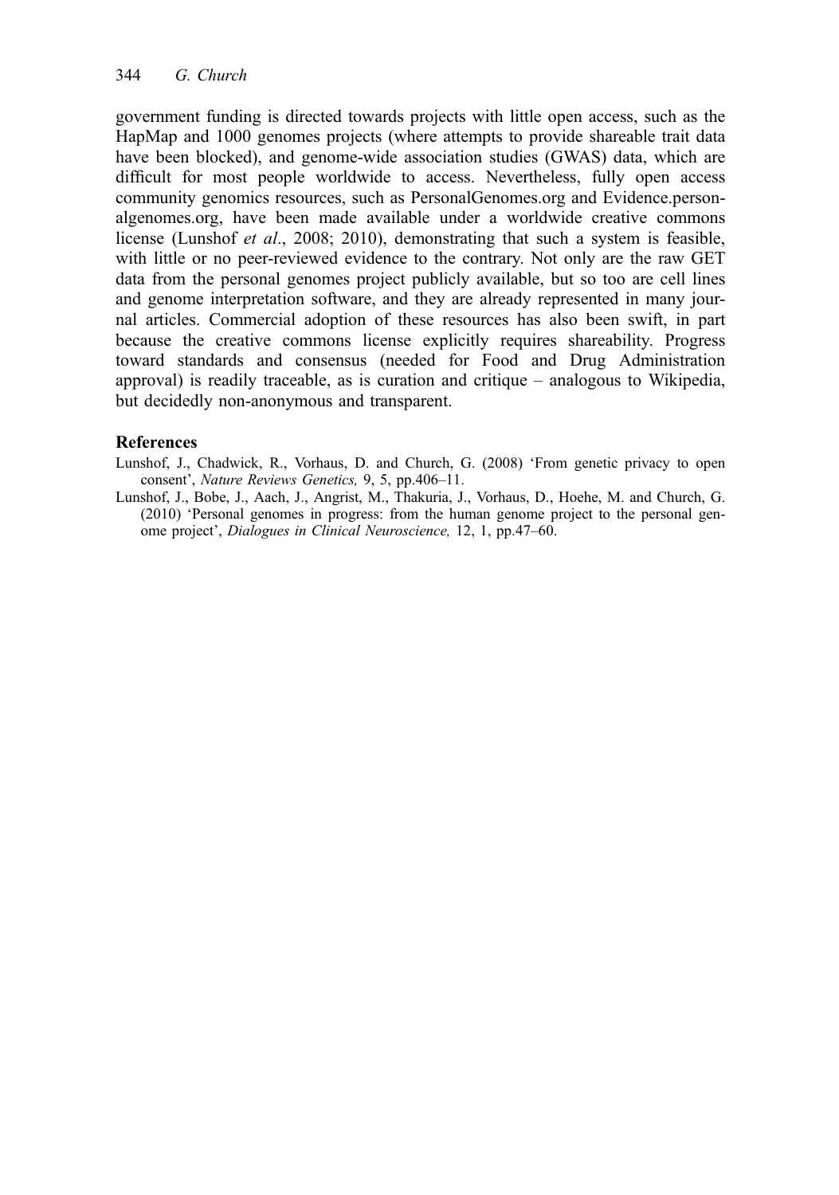government funding is directed towards projects with little open access, such as the HapMap and 1000 genomes projects (where attempts to provide shareable trait data have been blocked), and genome-wide association studies (GWAS) data, which are difficult for most people worldwide to access. Nevertheless, fully open access community genomics resources, such as PersonalGenomes.org and Evidence.personalgenomes.org, have been made available under a worldwide creative commons license (Lunshof *et al*., 2008; 2010), demonstrating that such a system is feasible, with little or no peer-reviewed evidence to the contrary. Not only are the raw GET data from the personal genomes project publicly available, but so too are cell lines and genome interpretation software, and they are already represented in many journal articles. Commercial adoption of these resources has also been swift, in part because the creative commons license explicitly requires shareability. Progress toward standards and consensus (needed for Food and Drug Administration approval) is readily traceable, as is curation and critique – analogous to Wikipedia, but decidedly non-anonymous and transparent.

## References

Lunshof, J., Chadwick, R., Vorhaus, D. and Church, G. (2008) 'From genetic privacy to open consent', *Nature Reviews Genetics,* 9, 5, pp.406–11.

Lunshof, J., Bobe, J., Aach, J., Angrist, M., Thakuria, J., Vorhaus, D., Hoehe, M. and Church, G. (2010) 'Personal genomes in progress: from the human genome project to the personal genome project', *Dialogues in Clinical Neuroscience,* 12, 1, pp.47–60.